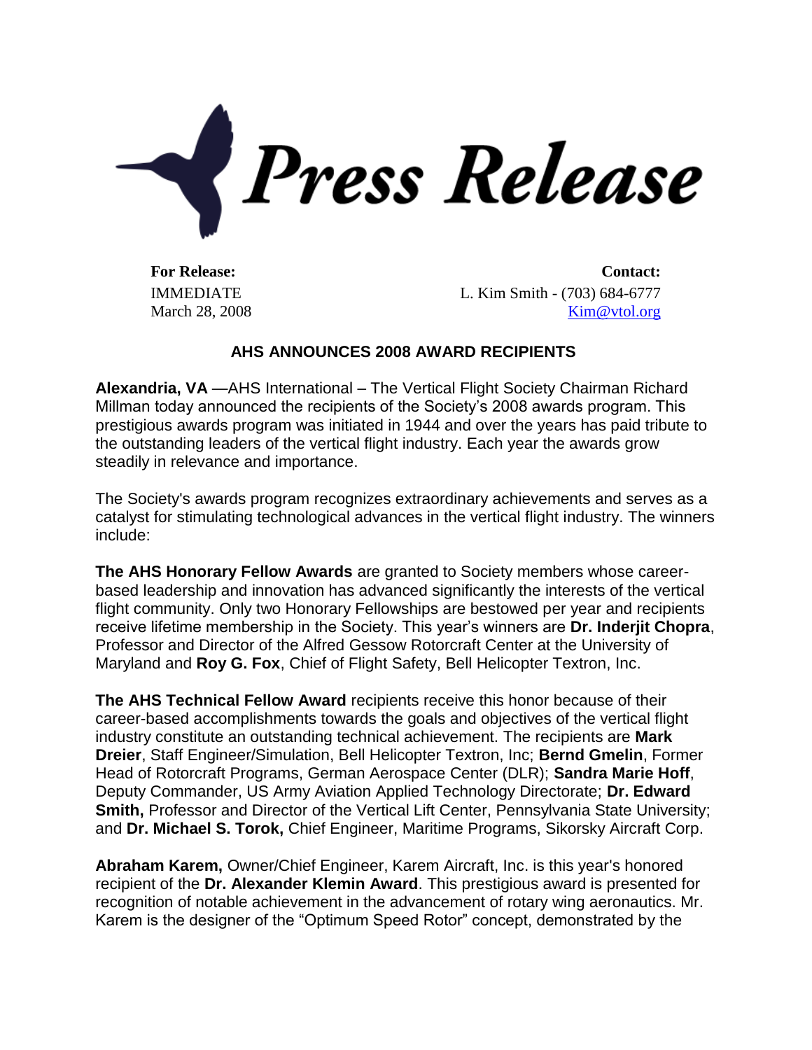# Press Release

**For Release:**
IMMEDIATE
March 28, 2008

**Contact:**
L. Kim Smith - (703) 684-6777
Kim@vtol.org

## AHS ANNOUNCES 2008 AWARD RECIPIENTS

**Alexandria, VA** —AHS International – The Vertical Flight Society Chairman Richard Millman today announced the recipients of the Society's 2008 awards program. This prestigious awards program was initiated in 1944 and over the years has paid tribute to the outstanding leaders of the vertical flight industry. Each year the awards grow steadily in relevance and importance.

The Society's awards program recognizes extraordinary achievements and serves as a catalyst for stimulating technological advances in the vertical flight industry. The winners include:

**The AHS Honorary Fellow Awards** are granted to Society members whose career-based leadership and innovation has advanced significantly the interests of the vertical flight community. Only two Honorary Fellowships are bestowed per year and recipients receive lifetime membership in the Society. This year's winners are **Dr. Inderjit Chopra**, Professor and Director of the Alfred Gessow Rotorcraft Center at the University of Maryland and **Roy G. Fox**, Chief of Flight Safety, Bell Helicopter Textron, Inc.

**The AHS Technical Fellow Award** recipients receive this honor because of their career-based accomplishments towards the goals and objectives of the vertical flight industry constitute an outstanding technical achievement. The recipients are **Mark Dreier**, Staff Engineer/Simulation, Bell Helicopter Textron, Inc; **Bernd Gmelin**, Former Head of Rotorcraft Programs, German Aerospace Center (DLR); **Sandra Marie Hoff**, Deputy Commander, US Army Aviation Applied Technology Directorate; **Dr. Edward Smith,** Professor and Director of the Vertical Lift Center, Pennsylvania State University; and **Dr. Michael S. Torok,** Chief Engineer, Maritime Programs, Sikorsky Aircraft Corp.

**Abraham Karem,** Owner/Chief Engineer, Karem Aircraft, Inc. is this year's honored recipient of the **Dr. Alexander Klemin Award**. This prestigious award is presented for recognition of notable achievement in the advancement of rotary wing aeronautics. Mr. Karem is the designer of the "Optimum Speed Rotor" concept, demonstrated by the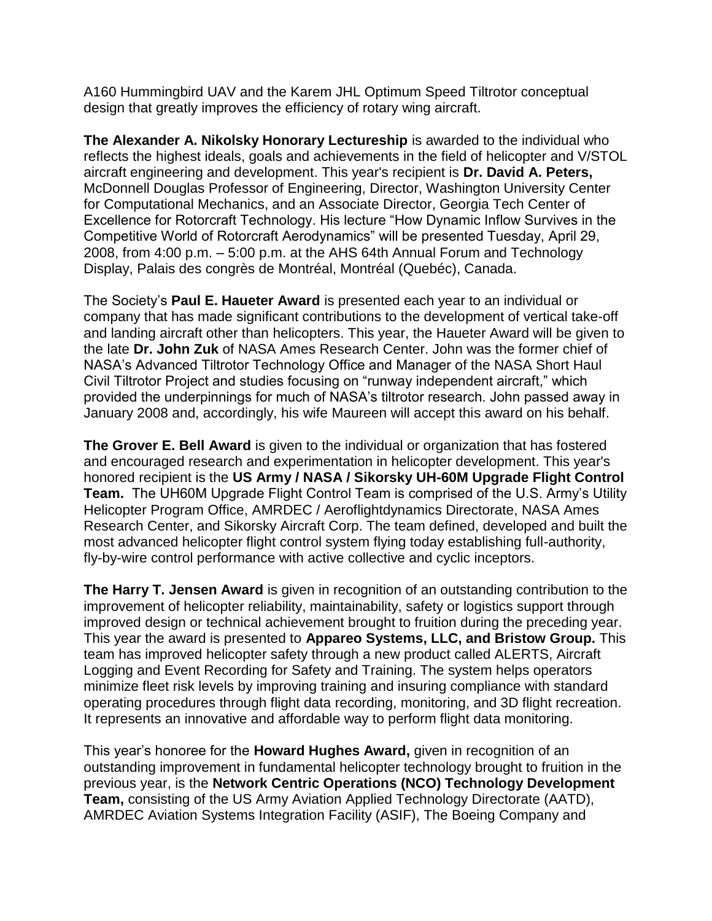A160 Hummingbird UAV and the Karem JHL Optimum Speed Tiltrotor conceptual design that greatly improves the efficiency of rotary wing aircraft.

**The Alexander A. Nikolsky Honorary Lectureship** is awarded to the individual who reflects the highest ideals, goals and achievements in the field of helicopter and V/STOL aircraft engineering and development. This year's recipient is **Dr. David A. Peters,** McDonnell Douglas Professor of Engineering, Director, Washington University Center for Computational Mechanics, and an Associate Director, Georgia Tech Center of Excellence for Rotorcraft Technology. His lecture “How Dynamic Inflow Survives in the Competitive World of Rotorcraft Aerodynamics” will be presented Tuesday, April 29, 2008, from 4:00 p.m. – 5:00 p.m. at the AHS 64th Annual Forum and Technology Display, Palais des congrès de Montréal, Montréal (Quebéc), Canada.

The Society’s **Paul E. Haueter Award** is presented each year to an individual or company that has made significant contributions to the development of vertical take-off and landing aircraft other than helicopters. This year, the Haueter Award will be given to the late **Dr. John Zuk** of NASA Ames Research Center. John was the former chief of NASA’s Advanced Tiltrotor Technology Office and Manager of the NASA Short Haul Civil Tiltrotor Project and studies focusing on “runway independent aircraft,” which provided the underpinnings for much of NASA’s tiltrotor research. John passed away in January 2008 and, accordingly, his wife Maureen will accept this award on his behalf.

**The Grover E. Bell Award** is given to the individual or organization that has fostered and encouraged research and experimentation in helicopter development. This year's honored recipient is the **US Army / NASA / Sikorsky UH-60M Upgrade Flight Control Team.** The UH60M Upgrade Flight Control Team is comprised of the U.S. Army’s Utility Helicopter Program Office, AMRDEC / Aeroflightdynamics Directorate, NASA Ames Research Center, and Sikorsky Aircraft Corp. The team defined, developed and built the most advanced helicopter flight control system flying today establishing full-authority, fly-by-wire control performance with active collective and cyclic inceptors.

**The Harry T. Jensen Award** is given in recognition of an outstanding contribution to the improvement of helicopter reliability, maintainability, safety or logistics support through improved design or technical achievement brought to fruition during the preceding year. This year the award is presented to **Appareo Systems, LLC, and Bristow Group.** This team has improved helicopter safety through a new product called ALERTS, Aircraft Logging and Event Recording for Safety and Training. The system helps operators minimize fleet risk levels by improving training and insuring compliance with standard operating procedures through flight data recording, monitoring, and 3D flight recreation. It represents an innovative and affordable way to perform flight data monitoring.

This year’s honoree for the **Howard Hughes Award,** given in recognition of an outstanding improvement in fundamental helicopter technology brought to fruition in the previous year, is the **Network Centric Operations (NCO) Technology Development Team,** consisting of the US Army Aviation Applied Technology Directorate (AATD), AMRDEC Aviation Systems Integration Facility (ASIF), The Boeing Company and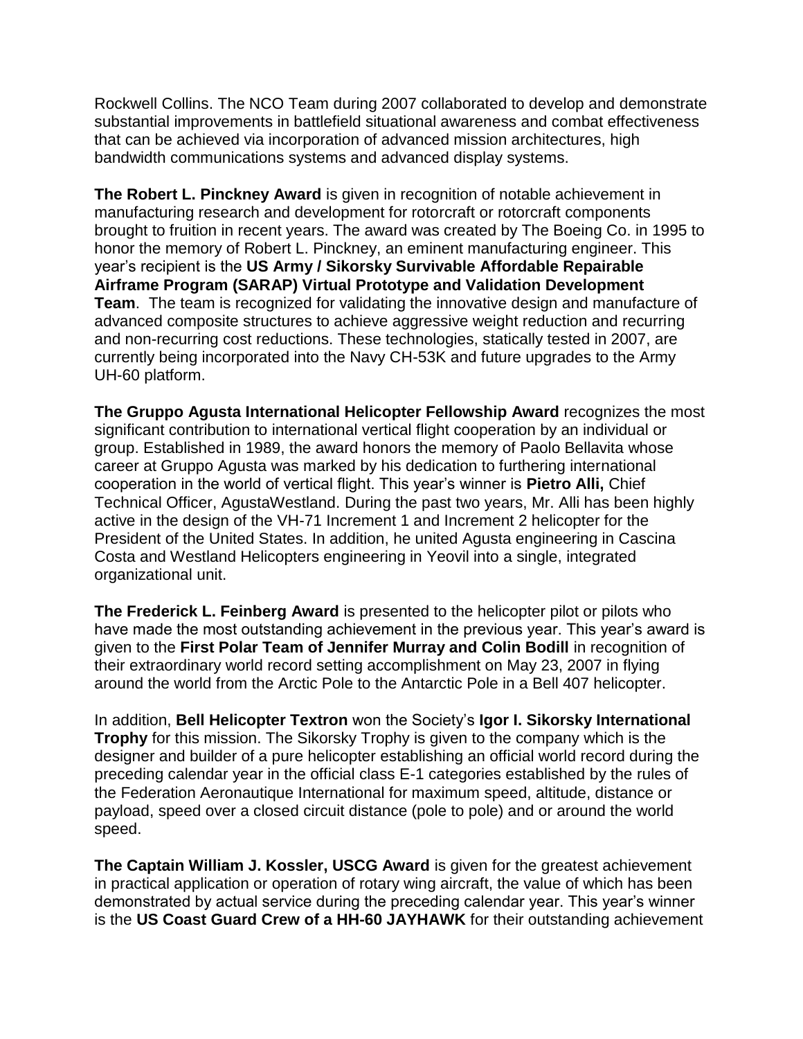Rockwell Collins. The NCO Team during 2007 collaborated to develop and demonstrate substantial improvements in battlefield situational awareness and combat effectiveness that can be achieved via incorporation of advanced mission architectures, high bandwidth communications systems and advanced display systems.

**The Robert L. Pinckney Award** is given in recognition of notable achievement in manufacturing research and development for rotorcraft or rotorcraft components brought to fruition in recent years. The award was created by The Boeing Co. in 1995 to honor the memory of Robert L. Pinckney, an eminent manufacturing engineer. This year's recipient is the **US Army / Sikorsky Survivable Affordable Repairable Airframe Program (SARAP) Virtual Prototype and Validation Development Team**. The team is recognized for validating the innovative design and manufacture of advanced composite structures to achieve aggressive weight reduction and recurring and non-recurring cost reductions. These technologies, statically tested in 2007, are currently being incorporated into the Navy CH-53K and future upgrades to the Army UH-60 platform.

**The Gruppo Agusta International Helicopter Fellowship Award** recognizes the most significant contribution to international vertical flight cooperation by an individual or group. Established in 1989, the award honors the memory of Paolo Bellavita whose career at Gruppo Agusta was marked by his dedication to furthering international cooperation in the world of vertical flight. This year's winner is **Pietro Alli,** Chief Technical Officer, AgustaWestland. During the past two years, Mr. Alli has been highly active in the design of the VH-71 Increment 1 and Increment 2 helicopter for the President of the United States. In addition, he united Agusta engineering in Cascina Costa and Westland Helicopters engineering in Yeovil into a single, integrated organizational unit.

**The Frederick L. Feinberg Award** is presented to the helicopter pilot or pilots who have made the most outstanding achievement in the previous year. This year's award is given to the **First Polar Team of Jennifer Murray and Colin Bodill** in recognition of their extraordinary world record setting accomplishment on May 23, 2007 in flying around the world from the Arctic Pole to the Antarctic Pole in a Bell 407 helicopter.

In addition, **Bell Helicopter Textron** won the Society's **Igor I. Sikorsky International Trophy** for this mission. The Sikorsky Trophy is given to the company which is the designer and builder of a pure helicopter establishing an official world record during the preceding calendar year in the official class E-1 categories established by the rules of the Federation Aeronautique International for maximum speed, altitude, distance or payload, speed over a closed circuit distance (pole to pole) and or around the world speed.

**The Captain William J. Kossler, USCG Award** is given for the greatest achievement in practical application or operation of rotary wing aircraft, the value of which has been demonstrated by actual service during the preceding calendar year. This year's winner is the **US Coast Guard Crew of a HH-60 JAYHAWK** for their outstanding achievement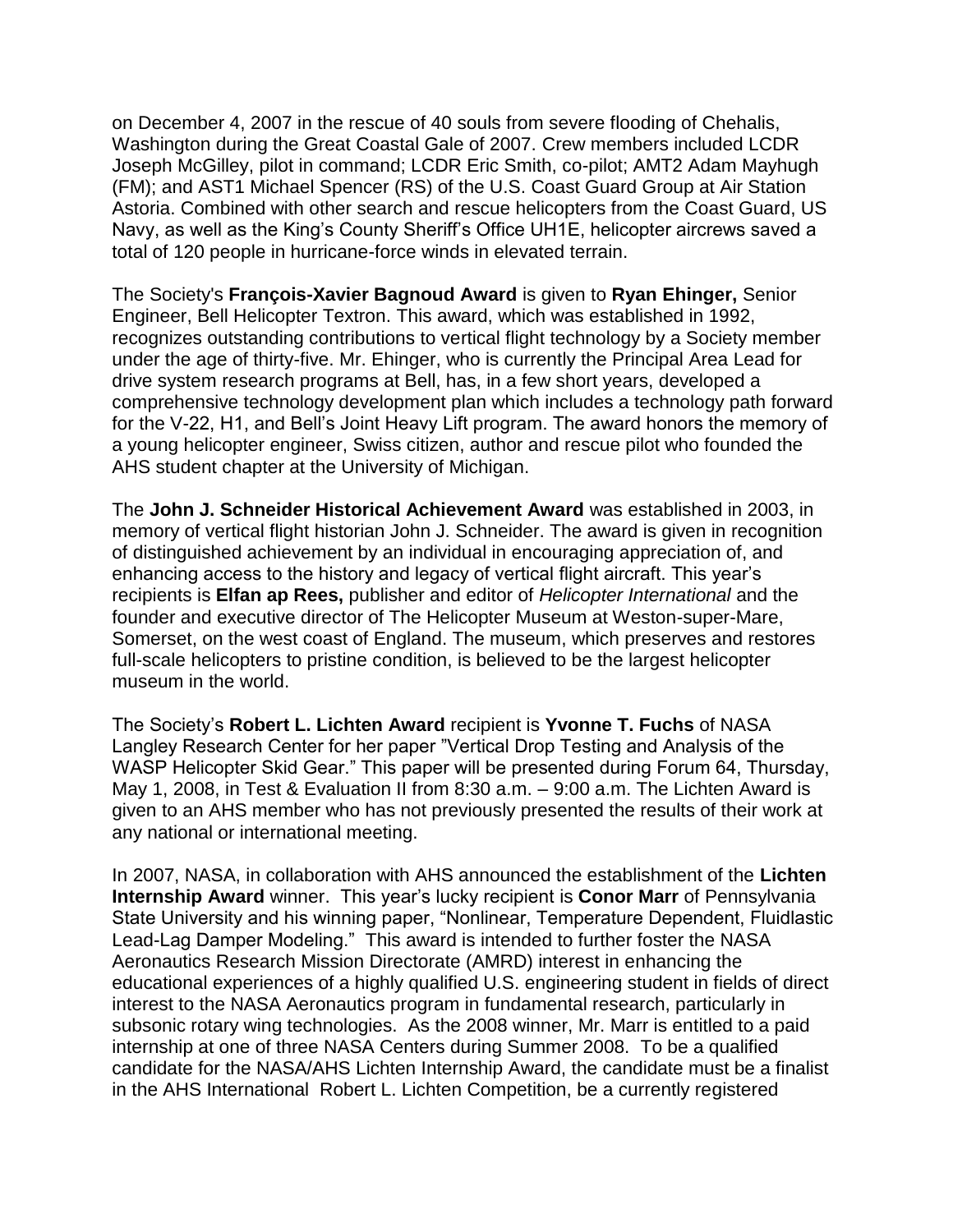on December 4, 2007 in the rescue of 40 souls from severe flooding of Chehalis, Washington during the Great Coastal Gale of 2007. Crew members included LCDR Joseph McGilley, pilot in command; LCDR Eric Smith, co-pilot; AMT2 Adam Mayhugh (FM); and AST1 Michael Spencer (RS) of the U.S. Coast Guard Group at Air Station Astoria. Combined with other search and rescue helicopters from the Coast Guard, US Navy, as well as the King's County Sheriff's Office UH1E, helicopter aircrews saved a total of 120 people in hurricane-force winds in elevated terrain.

The Society's **François-Xavier Bagnoud Award** is given to **Ryan Ehinger,** Senior Engineer, Bell Helicopter Textron. This award, which was established in 1992, recognizes outstanding contributions to vertical flight technology by a Society member under the age of thirty-five. Mr. Ehinger, who is currently the Principal Area Lead for drive system research programs at Bell, has, in a few short years, developed a comprehensive technology development plan which includes a technology path forward for the V-22, H1, and Bell's Joint Heavy Lift program. The award honors the memory of a young helicopter engineer, Swiss citizen, author and rescue pilot who founded the AHS student chapter at the University of Michigan.

The **John J. Schneider Historical Achievement Award** was established in 2003, in memory of vertical flight historian John J. Schneider. The award is given in recognition of distinguished achievement by an individual in encouraging appreciation of, and enhancing access to the history and legacy of vertical flight aircraft. This year's recipients is **Elfan ap Rees,** publisher and editor of *Helicopter International* and the founder and executive director of The Helicopter Museum at Weston-super-Mare, Somerset, on the west coast of England. The museum, which preserves and restores full-scale helicopters to pristine condition, is believed to be the largest helicopter museum in the world.

The Society's **Robert L. Lichten Award** recipient is **Yvonne T. Fuchs** of NASA Langley Research Center for her paper "Vertical Drop Testing and Analysis of the WASP Helicopter Skid Gear." This paper will be presented during Forum 64, Thursday, May 1, 2008, in Test & Evaluation II from 8:30 a.m. – 9:00 a.m. The Lichten Award is given to an AHS member who has not previously presented the results of their work at any national or international meeting.

In 2007, NASA, in collaboration with AHS announced the establishment of the **Lichten Internship Award** winner. This year's lucky recipient is **Conor Marr** of Pennsylvania State University and his winning paper, "Nonlinear, Temperature Dependent, Fluidlastic Lead-Lag Damper Modeling." This award is intended to further foster the NASA Aeronautics Research Mission Directorate (AMRD) interest in enhancing the educational experiences of a highly qualified U.S. engineering student in fields of direct interest to the NASA Aeronautics program in fundamental research, particularly in subsonic rotary wing technologies. As the 2008 winner, Mr. Marr is entitled to a paid internship at one of three NASA Centers during Summer 2008. To be a qualified candidate for the NASA/AHS Lichten Internship Award, the candidate must be a finalist in the AHS International Robert L. Lichten Competition, be a currently registered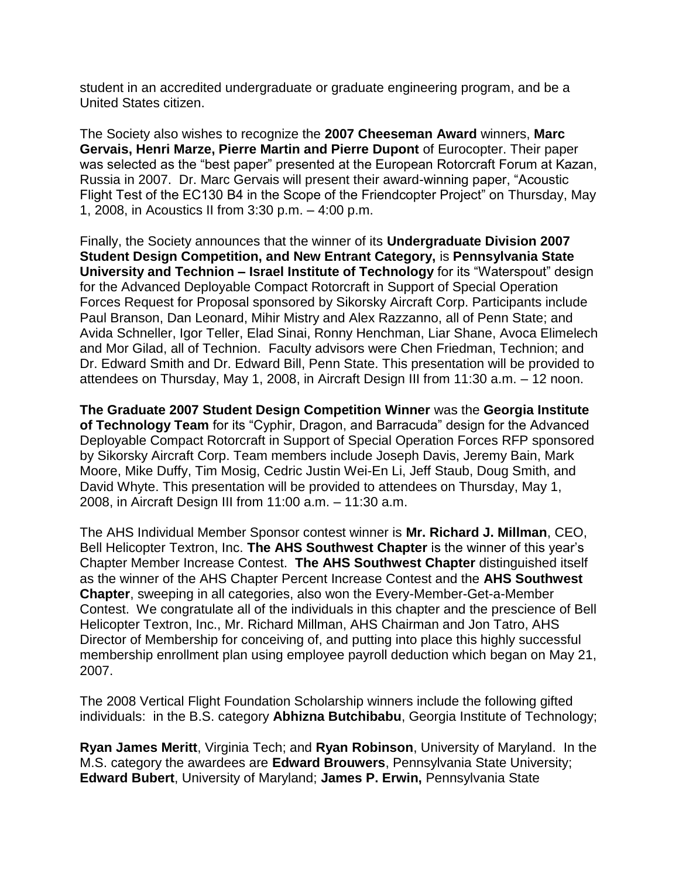student in an accredited undergraduate or graduate engineering program, and be a United States citizen.

The Society also wishes to recognize the **2007 Cheeseman Award** winners, **Marc Gervais, Henri Marze, Pierre Martin and Pierre Dupont** of Eurocopter. Their paper was selected as the "best paper" presented at the European Rotorcraft Forum at Kazan, Russia in 2007. Dr. Marc Gervais will present their award-winning paper, "Acoustic Flight Test of the EC130 B4 in the Scope of the Friendcopter Project" on Thursday, May 1, 2008, in Acoustics II from 3:30 p.m. – 4:00 p.m.

Finally, the Society announces that the winner of its **Undergraduate Division 2007 Student Design Competition, and New Entrant Category,** is **Pennsylvania State University and Technion – Israel Institute of Technology** for its "Waterspout" design for the Advanced Deployable Compact Rotorcraft in Support of Special Operation Forces Request for Proposal sponsored by Sikorsky Aircraft Corp. Participants include Paul Branson, Dan Leonard, Mihir Mistry and Alex Razzanno, all of Penn State; and Avida Schneller, Igor Teller, Elad Sinai, Ronny Henchman, Liar Shane, Avoca Elimelech and Mor Gilad, all of Technion. Faculty advisors were Chen Friedman, Technion; and Dr. Edward Smith and Dr. Edward Bill, Penn State. This presentation will be provided to attendees on Thursday, May 1, 2008, in Aircraft Design III from 11:30 a.m. – 12 noon.

**The Graduate 2007 Student Design Competition Winner** was the **Georgia Institute of Technology Team** for its "Cyphir, Dragon, and Barracuda" design for the Advanced Deployable Compact Rotorcraft in Support of Special Operation Forces RFP sponsored by Sikorsky Aircraft Corp. Team members include Joseph Davis, Jeremy Bain, Mark Moore, Mike Duffy, Tim Mosig, Cedric Justin Wei-En Li, Jeff Staub, Doug Smith, and David Whyte. This presentation will be provided to attendees on Thursday, May 1, 2008, in Aircraft Design III from 11:00 a.m. – 11:30 a.m.

The AHS Individual Member Sponsor contest winner is **Mr. Richard J. Millman**, CEO, Bell Helicopter Textron, Inc. **The AHS Southwest Chapter** is the winner of this year's Chapter Member Increase Contest. **The AHS Southwest Chapter** distinguished itself as the winner of the AHS Chapter Percent Increase Contest and the **AHS Southwest Chapter**, sweeping in all categories, also won the Every-Member-Get-a-Member Contest. We congratulate all of the individuals in this chapter and the prescience of Bell Helicopter Textron, Inc., Mr. Richard Millman, AHS Chairman and Jon Tatro, AHS Director of Membership for conceiving of, and putting into place this highly successful membership enrollment plan using employee payroll deduction which began on May 21, 2007.

The 2008 Vertical Flight Foundation Scholarship winners include the following gifted individuals: in the B.S. category **Abhizna Butchibabu**, Georgia Institute of Technology;

**Ryan James Meritt**, Virginia Tech; and **Ryan Robinson**, University of Maryland. In the M.S. category the awardees are **Edward Brouwers**, Pennsylvania State University; **Edward Bubert**, University of Maryland; **James P. Erwin,** Pennsylvania State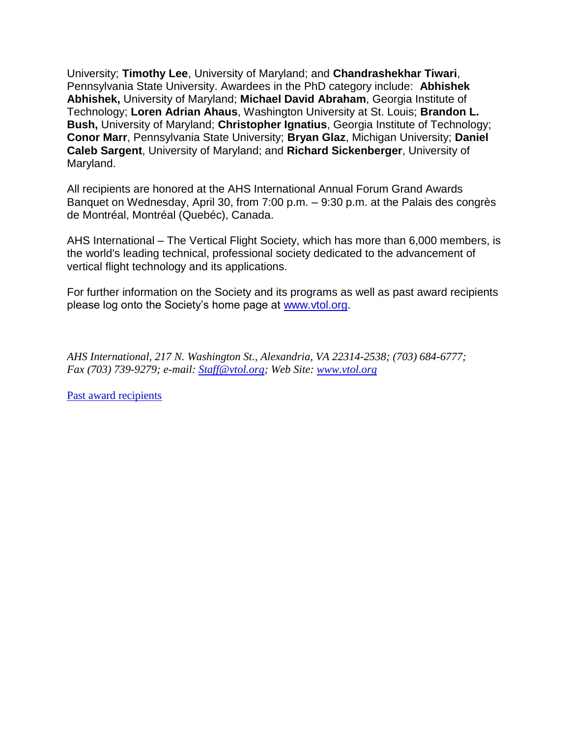University; **Timothy Lee**, University of Maryland; and **Chandrashekhar Tiwari**, Pennsylvania State University. Awardees in the PhD category include: **Abhishek Abhishek,** University of Maryland; **Michael David Abraham**, Georgia Institute of Technology; **Loren Adrian Ahaus**, Washington University at St. Louis; **Brandon L. Bush,** University of Maryland; **Christopher Ignatius**, Georgia Institute of Technology; **Conor Marr**, Pennsylvania State University; **Bryan Glaz**, Michigan University; **Daniel Caleb Sargent**, University of Maryland; and **Richard Sickenberger**, University of Maryland.

All recipients are honored at the AHS International Annual Forum Grand Awards Banquet on Wednesday, April 30, from 7:00 p.m. – 9:30 p.m. at the Palais des congrès de Montréal, Montréal (Quebéc), Canada.

AHS International – The Vertical Flight Society, which has more than 6,000 members, is the world's leading technical, professional society dedicated to the advancement of vertical flight technology and its applications.

For further information on the Society and its programs as well as past award recipients please log onto the Society's home page at [www.vtol.org](http://www.vtol.org).

*AHS International, 217 N. Washington St., Alexandria, VA 22314-2538; (703) 684-6777; Fax (703) 739-9279; e-mail: [Staff@vtol.org](mailto:Staff@vtol.org); Web Site: [www.vtol.org](http://www.vtol.org)*

[Past award recipients]